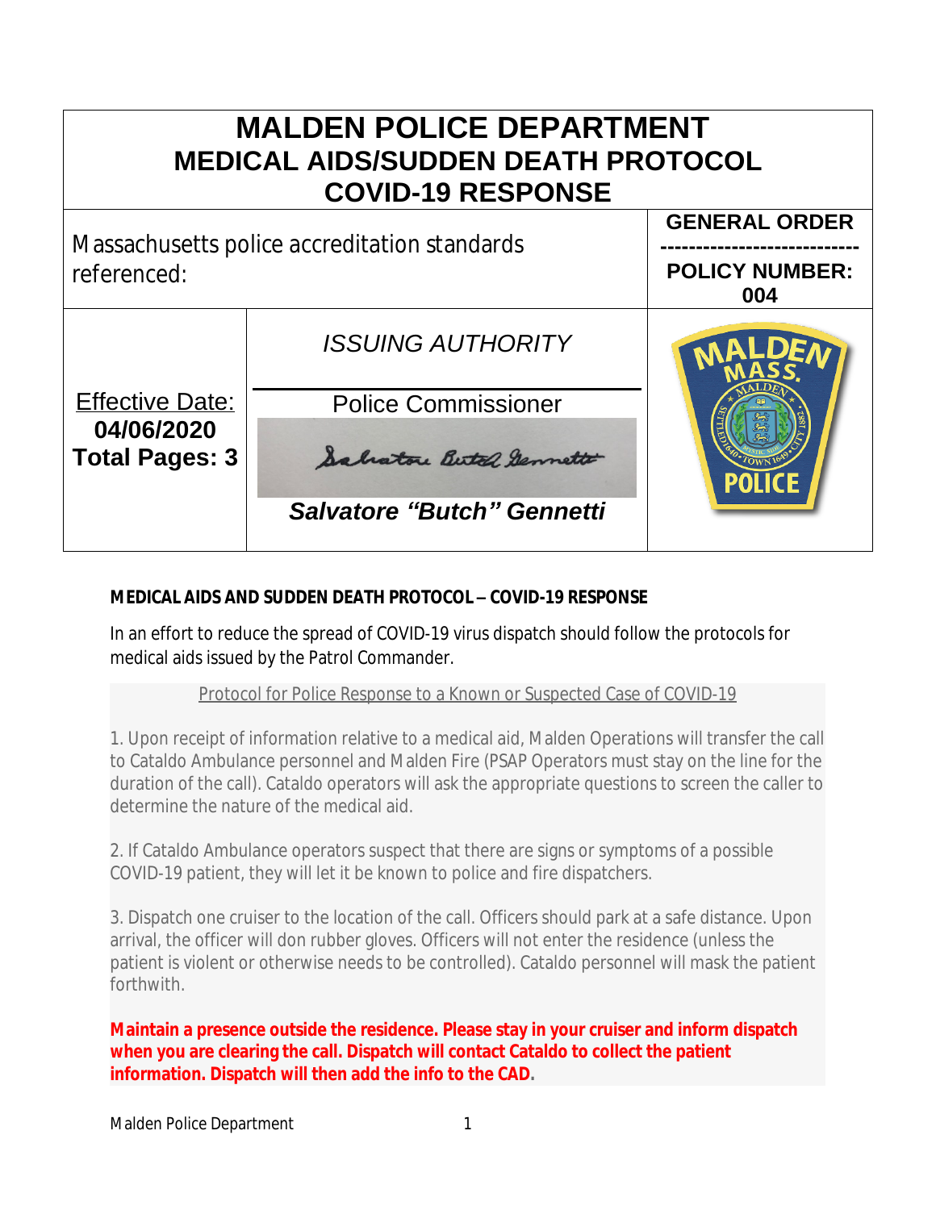# MALDEN POLICE DEPARTMENT
## MEDICAL AIDS/SUDDEN DEATH PROTOCOL
## COVID-19 RESPONSE

| Massachusetts police accreditation standards referenced: | | GENERAL ORDER<br>---------------------------<br>POLICY NUMBER: 004 |
|---|---|---|
| Effective Date: **04/06/2020**<br>**Total Pages: 3** | *ISSUING AUTHORITY*<br>Police Commissioner<br>***Salvatore "Butch" Gennetti*** | |

**MEDICAL AIDS AND SUDDEN DEATH PROTOCOL – COVID-19 RESPONSE**

In an effort to reduce the spread of COVID-19 virus dispatch should follow the protocols for medical aids issued by the Patrol Commander.

Protocol for Police Response to a Known or Suspected Case of COVID-19

1. Upon receipt of information relative to a medical aid, Malden Operations will transfer the call to Cataldo Ambulance personnel and Malden Fire (PSAP Operators must stay on the line for the duration of the call). Cataldo operators will ask the appropriate questions to screen the caller to determine the nature of the medical aid.

2. If Cataldo Ambulance operators suspect that there are signs or symptoms of a possible COVID-19 patient, they will let it be known to police and fire dispatchers.

3. Dispatch one cruiser to the location of the call. Officers should park at a safe distance. Upon arrival, the officer will don rubber gloves. Officers will not enter the residence (unless the patient is violent or otherwise needs to be controlled). Cataldo personnel will mask the patient forthwith.

**Maintain a presence outside the residence. Please stay in your cruiser and inform dispatch when you are clearing the call. Dispatch will contact Cataldo to collect the patient information. Dispatch will then add the info to the CAD.**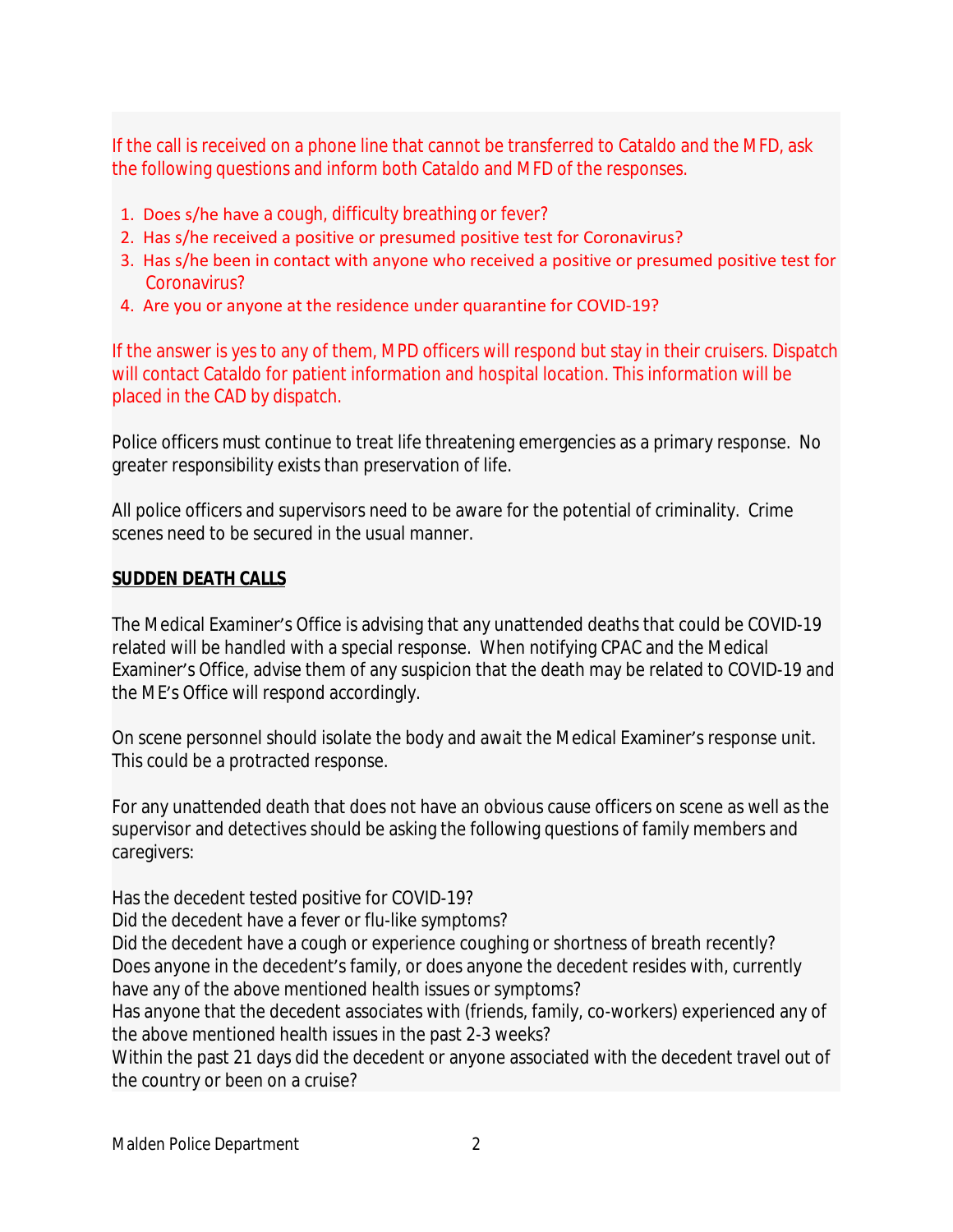If the call is received on a phone line that cannot be transferred to Cataldo and the MFD, ask the following questions and inform both Cataldo and MFD of the responses.

1. Does s/he have a cough, difficulty breathing or fever?
2. Has s/he received a positive or presumed positive test for Coronavirus?
3. Has s/he been in contact with anyone who received a positive or presumed positive test for Coronavirus?
4. Are you or anyone at the residence under quarantine for COVID-19?

If the answer is yes to any of them, MPD officers will respond but stay in their cruisers. Dispatch will contact Cataldo for patient information and hospital location. This information will be placed in the CAD by dispatch.

Police officers must continue to treat life threatening emergencies as a primary response. No greater responsibility exists than preservation of life.

All police officers and supervisors need to be aware for the potential of criminality. Crime scenes need to be secured in the usual manner.

**SUDDEN DEATH CALLS**

The Medical Examiner's Office is advising that any unattended deaths that could be COVID-19 related will be handled with a special response. When notifying CPAC and the Medical Examiner's Office, advise them of any suspicion that the death may be related to COVID-19 and the ME's Office will respond accordingly.

On scene personnel should isolate the body and await the Medical Examiner's response unit. This could be a protracted response.

For any unattended death that does not have an obvious cause officers on scene as well as the supervisor and detectives should be asking the following questions of family members and caregivers:

Has the decedent tested positive for COVID-19?
Did the decedent have a fever or flu-like symptoms?
Did the decedent have a cough or experience coughing or shortness of breath recently?
Does anyone in the decedent's family, or does anyone the decedent resides with, currently have any of the above mentioned health issues or symptoms?
Has anyone that the decedent associates with (friends, family, co-workers) experienced any of the above mentioned health issues in the past 2-3 weeks?
Within the past 21 days did the decedent or anyone associated with the decedent travel out of the country or been on a cruise?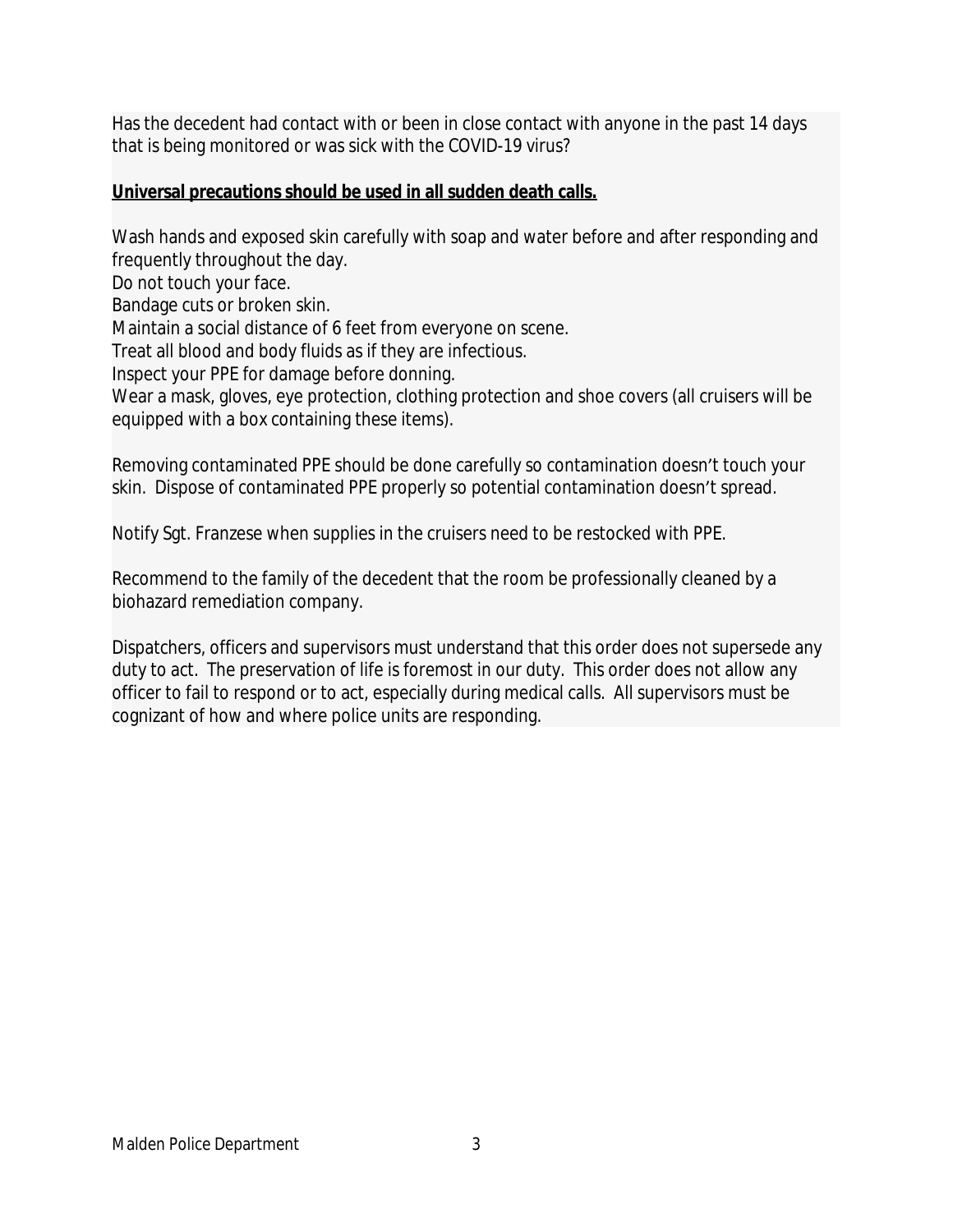Has the decedent had contact with or been in close contact with anyone in the past 14 days that is being monitored or was sick with the COVID-19 virus?

**Universal precautions should be used in all sudden death calls.**

Wash hands and exposed skin carefully with soap and water before and after responding and frequently throughout the day.
Do not touch your face.
Bandage cuts or broken skin.
Maintain a social distance of 6 feet from everyone on scene.
Treat all blood and body fluids as if they are infectious.
Inspect your PPE for damage before donning.
Wear a mask, gloves, eye protection, clothing protection and shoe covers (all cruisers will be equipped with a box containing these items).

Removing contaminated PPE should be done carefully so contamination doesn't touch your skin. Dispose of contaminated PPE properly so potential contamination doesn't spread.

Notify Sgt. Franzese when supplies in the cruisers need to be restocked with PPE.

Recommend to the family of the decedent that the room be professionally cleaned by a biohazard remediation company.

Dispatchers, officers and supervisors must understand that this order does not supersede any duty to act. The preservation of life is foremost in our duty. This order does not allow any officer to fail to respond or to act, especially during medical calls. All supervisors must be cognizant of how and where police units are responding.